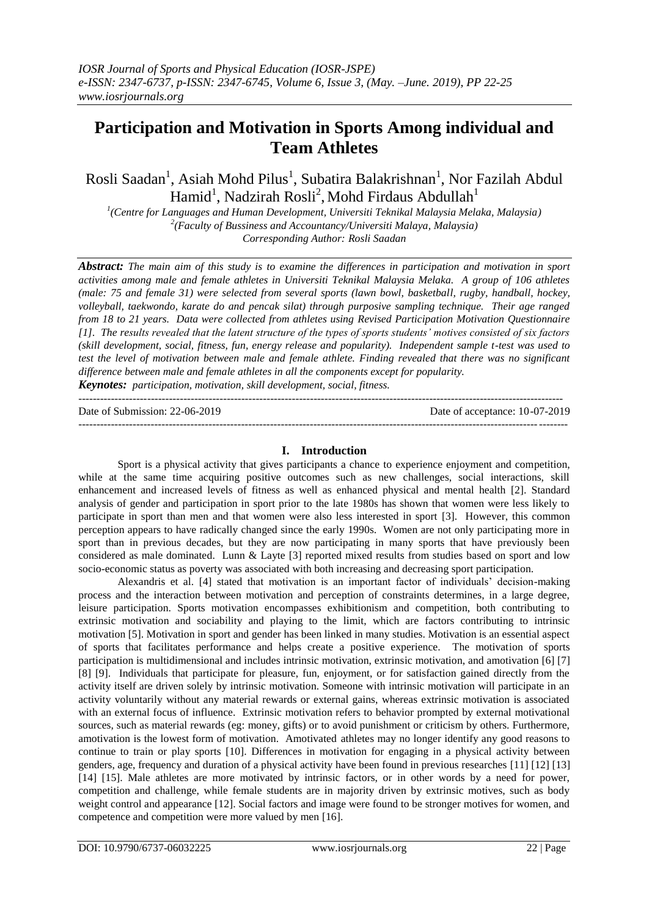# Participation and Motivation in Sports Among individual and Team Athletes

Rosli Saadan[1], Asiah Mohd Pilus[1], Subatira Balakrishnan[1], Nor Fazilah Abdul Hamid[1], Nadzirah Rosli[2], Mohd Firdaus Abdullah[1]

[1](Centre for Languages and Human Development, Universiti Teknikal Malaysia Melaka, Malaysia)
[2](Faculty of Bussiness and Accountancy/Universiti Malaya, Malaysia)
Corresponding Author: Rosli Saadan

***Abstract:*** *The main aim of this study is to examine the differences in participation and motivation in sport activities among male and female athletes in Universiti Teknikal Malaysia Melaka. A group of 106 athletes (male: 75 and female 31) were selected from several sports (lawn bowl, basketball, rugby, handball, hockey, volleyball, taekwondo, karate do and pencak silat) through purposive sampling technique. Their age ranged from 18 to 21 years. Data were collected from athletes using Revised Participation Motivation Questionnaire [1]. The results revealed that the latent structure of the types of sports students' motives consisted of six factors (skill development, social, fitness, fun, energy release and popularity). Independent sample t-test was used to test the level of motivation between male and female athlete. Finding revealed that there was no significant difference between male and female athletes in all the components except for popularity.*

***Keynotes:*** *participation, motivation, skill development, social, fitness.*

Date of Submission: 22-06-2019 Date of acceptance: 10-07-2019

## I. Introduction

Sport is a physical activity that gives participants a chance to experience enjoyment and competition, while at the same time acquiring positive outcomes such as new challenges, social interactions, skill enhancement and increased levels of fitness as well as enhanced physical and mental health [2]. Standard analysis of gender and participation in sport prior to the late 1980s has shown that women were less likely to participate in sport than men and that women were also less interested in sport [3]. However, this common perception appears to have radically changed since the early 1990s. Women are not only participating more in sport than in previous decades, but they are now participating in many sports that have previously been considered as male dominated. Lunn & Layte [3] reported mixed results from studies based on sport and low socio-economic status as poverty was associated with both increasing and decreasing sport participation.

Alexandris et al. [4] stated that motivation is an important factor of individuals' decision-making process and the interaction between motivation and perception of constraints determines, in a large degree, leisure participation. Sports motivation encompasses exhibitionism and competition, both contributing to extrinsic motivation and sociability and playing to the limit, which are factors contributing to intrinsic motivation [5]. Motivation in sport and gender has been linked in many studies. Motivation is an essential aspect of sports that facilitates performance and helps create a positive experience. The motivation of sports participation is multidimensional and includes intrinsic motivation, extrinsic motivation, and amotivation [6] [7] [8] [9]. Individuals that participate for pleasure, fun, enjoyment, or for satisfaction gained directly from the activity itself are driven solely by intrinsic motivation. Someone with intrinsic motivation will participate in an activity voluntarily without any material rewards or external gains, whereas extrinsic motivation is associated with an external focus of influence. Extrinsic motivation refers to behavior prompted by external motivational sources, such as material rewards (eg: money, gifts) or to avoid punishment or criticism by others. Furthermore, amotivation is the lowest form of motivation. Amotivated athletes may no longer identify any good reasons to continue to train or play sports [10]. Differences in motivation for engaging in a physical activity between genders, age, frequency and duration of a physical activity have been found in previous researches [11] [12] [13] [14] [15]. Male athletes are more motivated by intrinsic factors, or in other words by a need for power, competition and challenge, while female students are in majority driven by extrinsic motives, such as body weight control and appearance [12]. Social factors and image were found to be stronger motives for women, and competence and competition were more valued by men [16].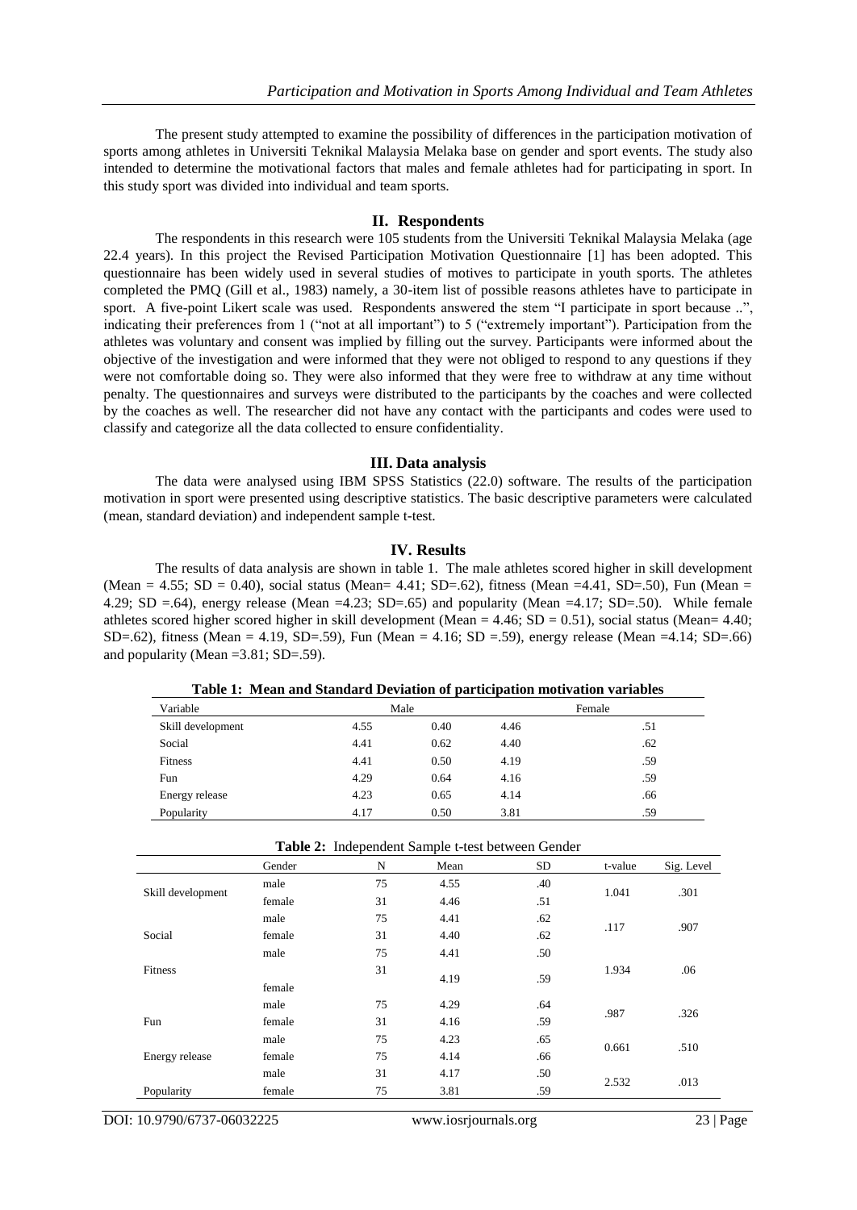The present study attempted to examine the possibility of differences in the participation motivation of sports among athletes in Universiti Teknikal Malaysia Melaka base on gender and sport events. The study also intended to determine the motivational factors that males and female athletes had for participating in sport. In this study sport was divided into individual and team sports.

## II. Respondents

The respondents in this research were 105 students from the Universiti Teknikal Malaysia Melaka (age 22.4 years). In this project the Revised Participation Motivation Questionnaire [1] has been adopted. This questionnaire has been widely used in several studies of motives to participate in youth sports. The athletes completed the PMQ (Gill et al., 1983) namely, a 30-item list of possible reasons athletes have to participate in sport. A five-point Likert scale was used. Respondents answered the stem "I participate in sport because ..", indicating their preferences from 1 ("not at all important") to 5 ("extremely important"). Participation from the athletes was voluntary and consent was implied by filling out the survey. Participants were informed about the objective of the investigation and were informed that they were not obliged to respond to any questions if they were not comfortable doing so. They were also informed that they were free to withdraw at any time without penalty. The questionnaires and surveys were distributed to the participants by the coaches and were collected by the coaches as well. The researcher did not have any contact with the participants and codes were used to classify and categorize all the data collected to ensure confidentiality.

## III. Data analysis

The data were analysed using IBM SPSS Statistics (22.0) software. The results of the participation motivation in sport were presented using descriptive statistics. The basic descriptive parameters were calculated (mean, standard deviation) and independent sample t-test.

## IV. Results

The results of data analysis are shown in table 1. The male athletes scored higher in skill development (Mean = 4.55; SD = 0.40), social status (Mean= 4.41; SD=.62), fitness (Mean =4.41, SD=.50), Fun (Mean = 4.29; SD =.64), energy release (Mean =4.23; SD=.65) and popularity (Mean =4.17; SD=.50). While female athletes scored higher scored higher in skill development (Mean = 4.46; SD = 0.51), social status (Mean= 4.40; SD=.62), fitness (Mean = 4.19, SD=.59), Fun (Mean = 4.16; SD =.59), energy release (Mean =4.14; SD=.66) and popularity (Mean =3.81; SD=.59).

**Table 1: Mean and Standard Deviation of participation motivation variables**

| Variable | Male | | Female | |
|---|---|---|---|---|
| Skill development | 4.55 | 0.40 | 4.46 | .51 |
| Social | 4.41 | 0.62 | 4.40 | .62 |
| Fitness | 4.41 | 0.50 | 4.19 | .59 |
| Fun | 4.29 | 0.64 | 4.16 | .59 |
| Energy release | 4.23 | 0.65 | 4.14 | .66 |
| Popularity | 4.17 | 0.50 | 3.81 | .59 |

**Table 2:** Independent Sample t-test between Gender

| | Gender | N | Mean | SD | t-value | Sig. Level |
|---|---|---|---|---|---|---|
| Skill development | male | 75 | 4.55 | .40 | 1.041 | .301 |
| | female | 31 | 4.46 | .51 | | |
| Social | male | 75 | 4.41 | .62 | .117 | .907 |
| | female | 31 | 4.40 | .62 | | |
| Fitness | male | 75 | 4.41 | .50 | 1.934 | .06 |
| | female | 31 | 4.19 | .59 | | |
| Fun | male | 75 | 4.29 | .64 | .987 | .326 |
| | female | 31 | 4.16 | .59 | | |
| Energy release | male | 75 | 4.23 | .65 | 0.661 | .510 |
| | female | 75 | 4.14 | .66 | | |
| Popularity | male | 31 | 4.17 | .50 | 2.532 | .013 |
| | female | 75 | 3.81 | .59 | | |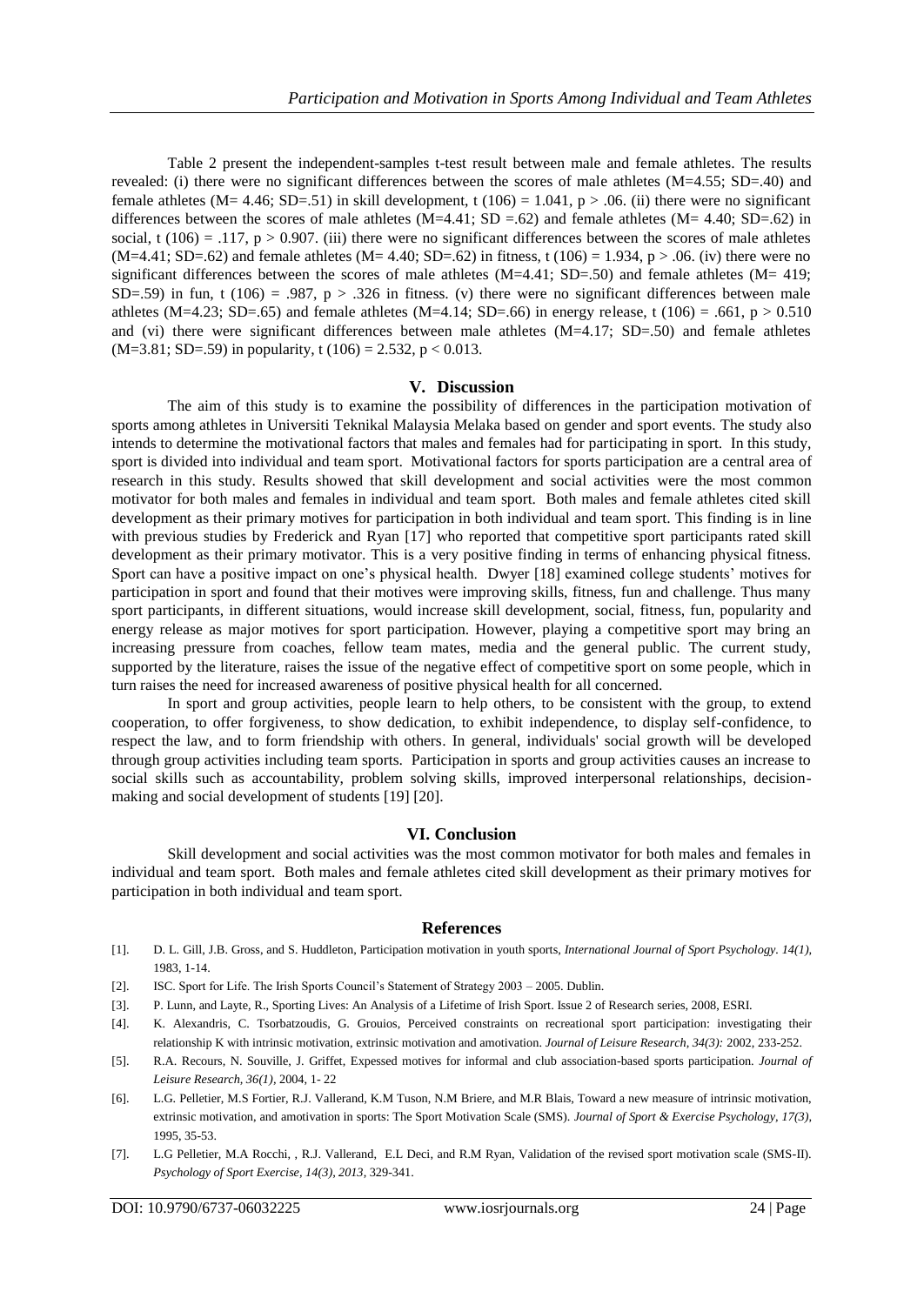Table 2 present the independent-samples t-test result between male and female athletes. The results revealed: (i) there were no significant differences between the scores of male athletes (M=4.55; SD=.40) and female athletes (M= 4.46; SD=.51) in skill development, t (106) = 1.041, $p > .06$. (ii) there were no significant differences between the scores of male athletes (M=4.41; SD =.62) and female athletes (M= 4.40; SD=.62) in social, t (106) = .117, $p > 0.907$. (iii) there were no significant differences between the scores of male athletes (M=4.41; SD=.62) and female athletes (M= 4.40; SD=.62) in fitness, t (106) = 1.934, $p > .06$. (iv) there were no significant differences between the scores of male athletes (M=4.41; SD=.50) and female athletes (M= 419; SD=.59) in fun, t (106) = .987, $p > .326$ in fitness. (v) there were no significant differences between male athletes (M=4.23; SD=.65) and female athletes (M=4.14; SD=.66) in energy release, t (106) = .661, $p > 0.510$ and (vi) there were significant differences between male athletes (M=4.17; SD=.50) and female athletes (M=3.81; SD=.59) in popularity, t (106) = 2.532, $p < 0.013$.

## V. Discussion

The aim of this study is to examine the possibility of differences in the participation motivation of sports among athletes in Universiti Teknikal Malaysia Melaka based on gender and sport events. The study also intends to determine the motivational factors that males and females had for participating in sport. In this study, sport is divided into individual and team sport. Motivational factors for sports participation are a central area of research in this study. Results showed that skill development and social activities were the most common motivator for both males and females in individual and team sport. Both males and female athletes cited skill development as their primary motives for participation in both individual and team sport. This finding is in line with previous studies by Frederick and Ryan [17] who reported that competitive sport participants rated skill development as their primary motivator. This is a very positive finding in terms of enhancing physical fitness. Sport can have a positive impact on one's physical health. Dwyer [18] examined college students' motives for participation in sport and found that their motives were improving skills, fitness, fun and challenge. Thus many sport participants, in different situations, would increase skill development, social, fitness, fun, popularity and energy release as major motives for sport participation. However, playing a competitive sport may bring an increasing pressure from coaches, fellow team mates, media and the general public. The current study, supported by the literature, raises the issue of the negative effect of competitive sport on some people, which in turn raises the need for increased awareness of positive physical health for all concerned.

In sport and group activities, people learn to help others, to be consistent with the group, to extend cooperation, to offer forgiveness, to show dedication, to exhibit independence, to display self-confidence, to respect the law, and to form friendship with others. In general, individuals' social growth will be developed through group activities including team sports. Participation in sports and group activities causes an increase to social skills such as accountability, problem solving skills, improved interpersonal relationships, decision-making and social development of students [19] [20].

## VI. Conclusion

Skill development and social activities was the most common motivator for both males and females in individual and team sport. Both males and female athletes cited skill development as their primary motives for participation in both individual and team sport.

## References

[1]. D. L. Gill, J.B. Gross, and S. Huddleton, Participation motivation in youth sports, *International Journal of Sport Psychology. 14(1),* 1983, 1-14.

[2]. ISC. Sport for Life. The Irish Sports Council's Statement of Strategy 2003 – 2005. Dublin.

[3]. P. Lunn, and Layte, R., Sporting Lives: An Analysis of a Lifetime of Irish Sport. Issue 2 of Research series, 2008, ESRI.

[4]. K. Alexandris, C. Tsorbatzoudis, G. Grouios, Perceived constraints on recreational sport participation: investigating their relationship K with intrinsic motivation, extrinsic motivation and amotivation. *Journal of Leisure Research, 34(3):* 2002, 233-252.

[5]. R.A. Recours, N. Souville, J. Griffet, Expessed motives for informal and club association-based sports participation. *Journal of Leisure Research, 36(1),* 2004, 1- 22

[6]. L.G. Pelletier, M.S Fortier, R.J. Vallerand, K.M Tuson, N.M Briere, and M.R Blais, Toward a new measure of intrinsic motivation, extrinsic motivation, and amotivation in sports: The Sport Motivation Scale (SMS). *Journal of Sport & Exercise Psychology, 17(3),* 1995, 35-53.

[7]. L.G Pelletier, M.A Rocchi, , R.J. Vallerand, E.L Deci, and R.M Ryan, Validation of the revised sport motivation scale (SMS-II). *Psychology of Sport Exercise, 14(3), 2013,* 329-341.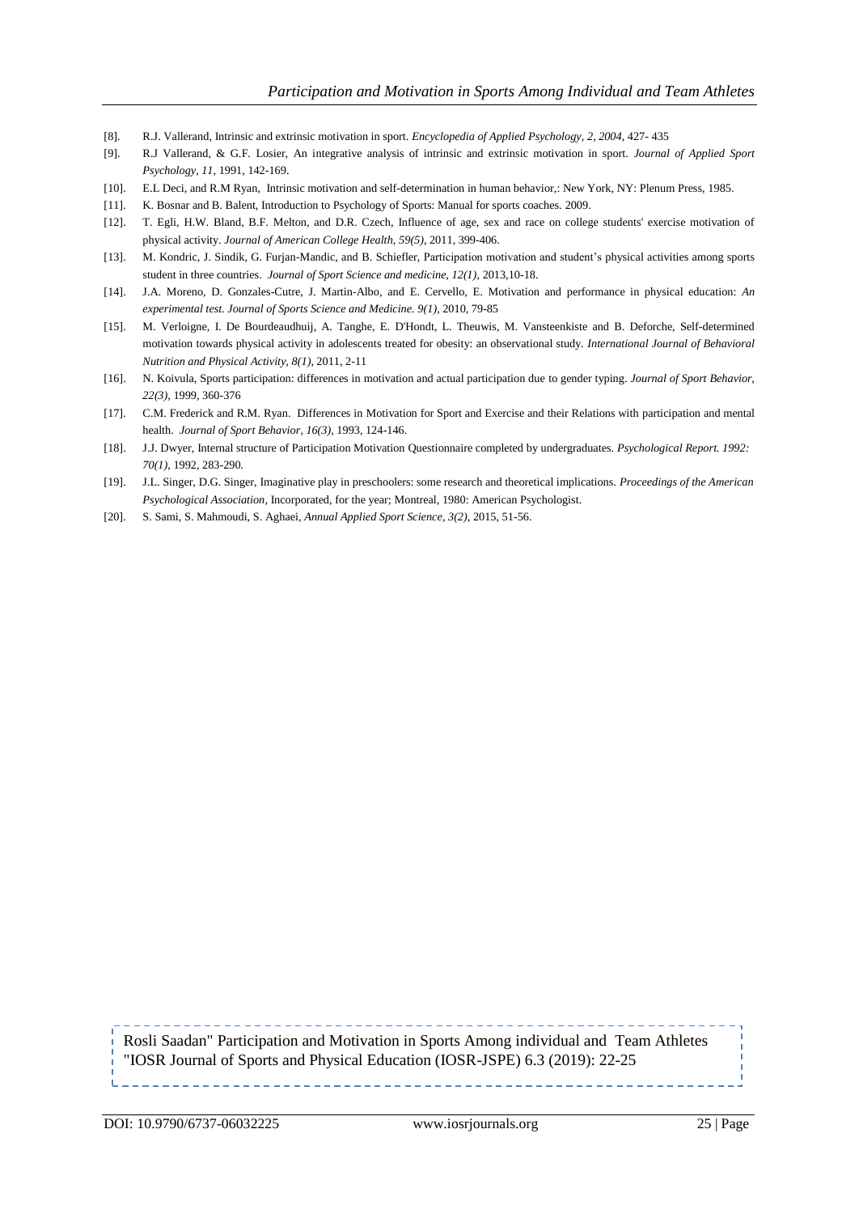[8]. R.J. Vallerand, Intrinsic and extrinsic motivation in sport. *Encyclopedia of Applied Psychology, 2, 2004*, 427- 435

[9]. R.J Vallerand, & G.F. Losier, An integrative analysis of intrinsic and extrinsic motivation in sport. *Journal of Applied Sport Psychology, 11*, 1991, 142-169.

[10]. E.L Deci, and R.M Ryan, Intrinsic motivation and self-determination in human behavior,: New York, NY: Plenum Press, 1985.

[11]. K. Bosnar and B. Balent, Introduction to Psychology of Sports: Manual for sports coaches. 2009.

[12]. T. Egli, H.W. Bland, B.F. Melton, and D.R. Czech, Influence of age, sex and race on college students' exercise motivation of physical activity. *Journal of American College Health, 59(5)*, 2011, 399-406.

[13]. M. Kondric, J. Sindik, G. Furjan-Mandic, and B. Schiefler, Participation motivation and student's physical activities among sports student in three countries. *Journal of Sport Science and medicine, 12(1)*, 2013,10-18.

[14]. J.A. Moreno, D. Gonzales-Cutre, J. Martin-Albo, and E. Cervello, E. Motivation and performance in physical education: *An experimental test. Journal of Sports Science and Medicine. 9(1)*, 2010, 79-85

[15]. M. Verloigne, I. De Bourdeaudhuij, A. Tanghe, E. D'Hondt, L. Theuwis, M. Vansteenkiste and B. Deforche, Self-determined motivation towards physical activity in adolescents treated for obesity: an observational study. *International Journal of Behavioral Nutrition and Physical Activity, 8(1)*, 2011, 2-11

[16]. N. Koivula, Sports participation: differences in motivation and actual participation due to gender typing. *Journal of Sport Behavior, 22(3)*, 1999, 360-376

[17]. C.M. Frederick and R.M. Ryan. Differences in Motivation for Sport and Exercise and their Relations with participation and mental health. *Journal of Sport Behavior, 16(3)*, 1993, 124-146.

[18]. J.J. Dwyer, Internal structure of Participation Motivation Questionnaire completed by undergraduates. *Psychological Report. 1992: 70(1)*, 1992, 283-290.

[19]. J.L. Singer, D.G. Singer, Imaginative play in preschoolers: some research and theoretical implications. *Proceedings of the American Psychological Association*, Incorporated, for the year; Montreal, 1980: American Psychologist.

[20]. S. Sami, S. Mahmoudi, S. Aghaei, *Annual Applied Sport Science, 3(2)*, 2015, 51-56.

Rosli Saadan" Participation and Motivation in Sports Among individual and Team Athletes "IOSR Journal of Sports and Physical Education (IOSR-JSPE) 6.3 (2019): 22-25